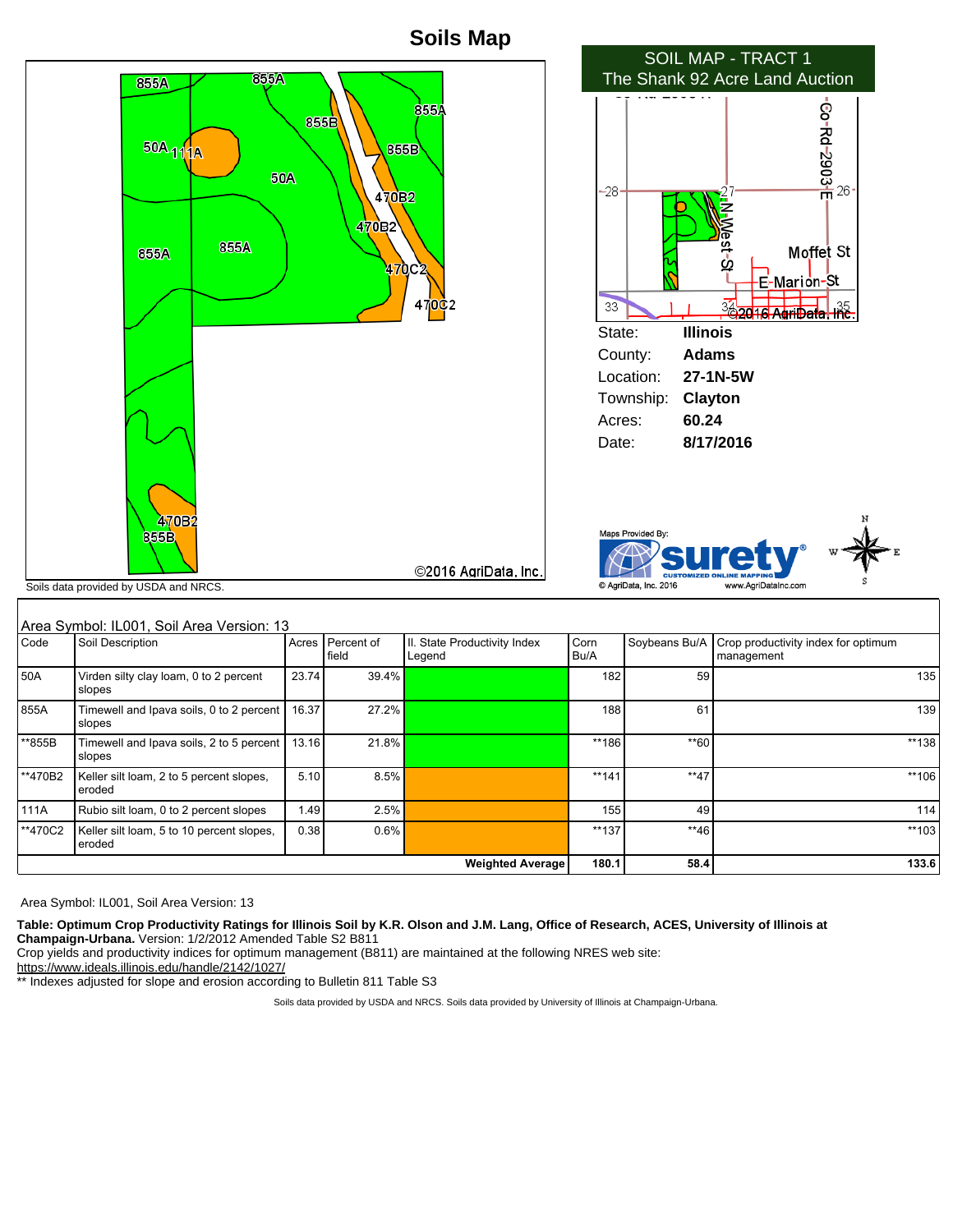# Soils Map

SOIL MAP - TRACT 1
The Shank 92 Acre Land Auction

State: **Illinois**
County: **Adams**
Location: **27-1N-5W**
Township: **Clayton**
Acres: **60.24**
Date: **8/17/2016**

Soils data provided by USDA and NRCS.

Area Symbol: IL001, Soil Area Version: 13

| Code | Soil Description | Acres | Percent of field | Il. State Productivity Index Legend | Corn Bu/A | Soybeans Bu/A | Crop productivity index for optimum management |
|---|---|---|---|---|---|---|---|
| 50A | Virden silty clay loam, 0 to 2 percent slopes | 23.74 | 39.4% | | 182 | 59 | 135 |
| 855A | Timewell and Ipava soils, 0 to 2 percent slopes | 16.37 | 27.2% | | 188 | 61 | 139 |
| **855B | Timewell and Ipava soils, 2 to 5 percent slopes | 13.16 | 21.8% | | **186 | **60 | **138 |
| **470B2 | Keller silt loam, 2 to 5 percent slopes, eroded | 5.10 | 8.5% | | **141 | **47 | **106 |
| 111A | Rubio silt loam, 0 to 2 percent slopes | 1.49 | 2.5% | | 155 | 49 | 114 |
| **470C2 | Keller silt loam, 5 to 10 percent slopes, eroded | 0.38 | 0.6% | | **137 | **46 | **103 |
| | | | | **Weighted Average** | **180.1** | **58.4** | **133.6** |

Area Symbol: IL001, Soil Area Version: 13

**Table: Optimum Crop Productivity Ratings for Illinois Soil by K.R. Olson and J.M. Lang, Office of Research, ACES, University of Illinois at Champaign-Urbana.** Version: 1/2/2012 Amended Table S2 B811
Crop yields and productivity indices for optimum management (B811) are maintained at the following NRES web site:
https://www.ideals.illinois.edu/handle/2142/1027/
** Indexes adjusted for slope and erosion according to Bulletin 811 Table S3

Soils data provided by USDA and NRCS. Soils data provided by University of Illinois at Champaign-Urbana.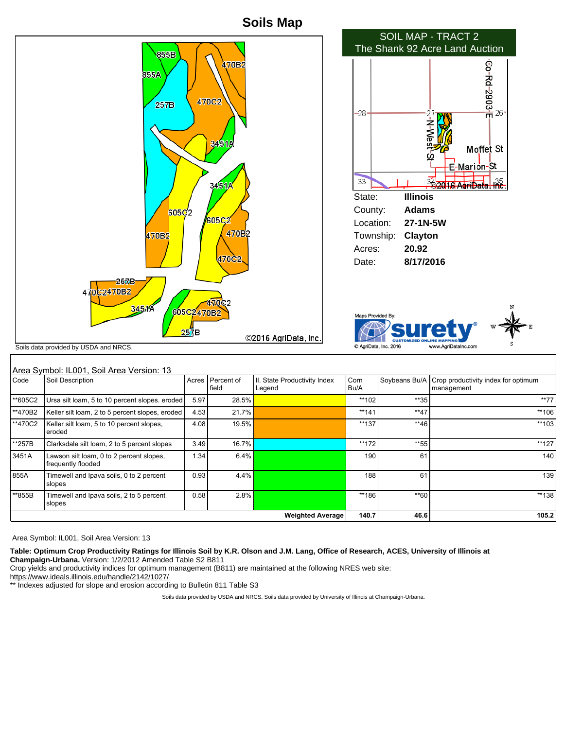# Soils Map

855B
855A
470B2
257B
470C2
3451A
3451A
605C2
605C2
470B2
470B2
470C2
257B
470C2470B2
3451A
605C2470B2
470C2
257B
©2016 AgriData, Inc.

Soils data provided by USDA and NRCS.

SOIL MAP - TRACT 2
The Shank 92 Acre Land Auction

28
27
26
Co-Rd-2903-E
N-West-St
Moffet St
E-Marion-St
33
34
35
©2016 AgriData, Inc.

State: **Illinois**
County: **Adams**
Location: **27-1N-5W**
Township: **Clayton**
Acres: **20.92**
Date: **8/17/2016**

Maps Provided By:
surety®
CUSTOMIZED ONLINE MAPPING
© AgriData, Inc. 2016
www.AgriDataInc.com

N
W
E
S

Area Symbol: IL001, Soil Area Version: 13

| Code | Soil Description | Acres | Percent of field | Il. State Productivity Index Legend | Corn Bu/A | Soybeans Bu/A | Crop productivity index for optimum management |
|---|---|---|---|---|---|---|---|
| **605C2 | Ursa silt loam, 5 to 10 percent slopes. eroded | 5.97 | 28.5% | | **102 | **35 | **77 |
| **470B2 | Keller silt loam, 2 to 5 percent slopes, eroded | 4.53 | 21.7% | | **141 | **47 | **106 |
| **470C2 | Keller silt loam, 5 to 10 percent slopes, eroded | 4.08 | 19.5% | | **137 | **46 | **103 |
| **257B | Clarksdale silt loam, 2 to 5 percent slopes | 3.49 | 16.7% | | **172 | **55 | **127 |
| 3451A | Lawson silt loam, 0 to 2 percent slopes, frequently flooded | 1.34 | 6.4% | | 190 | 61 | 140 |
| 855A | Timewell and Ipava soils, 0 to 2 percent slopes | 0.93 | 4.4% | | 188 | 61 | 139 |
| **855B | Timewell and Ipava soils, 2 to 5 percent slopes | 0.58 | 2.8% | | **186 | **60 | **138 |
| | | | | **Weighted Average** | **140.7** | **46.6** | **105.2** |

Area Symbol: IL001, Soil Area Version: 13

**Table: Optimum Crop Productivity Ratings for Illinois Soil by K.R. Olson and J.M. Lang, Office of Research, ACES, University of Illinois at Champaign-Urbana.** Version: 1/2/2012 Amended Table S2 B811
Crop yields and productivity indices for optimum management (B811) are maintained at the following NRES web site:
https://www.ideals.illinois.edu/handle/2142/1027/
** Indexes adjusted for slope and erosion according to Bulletin 811 Table S3

Soils data provided by USDA and NRCS. Soils data provided by University of Illinois at Champaign-Urbana.